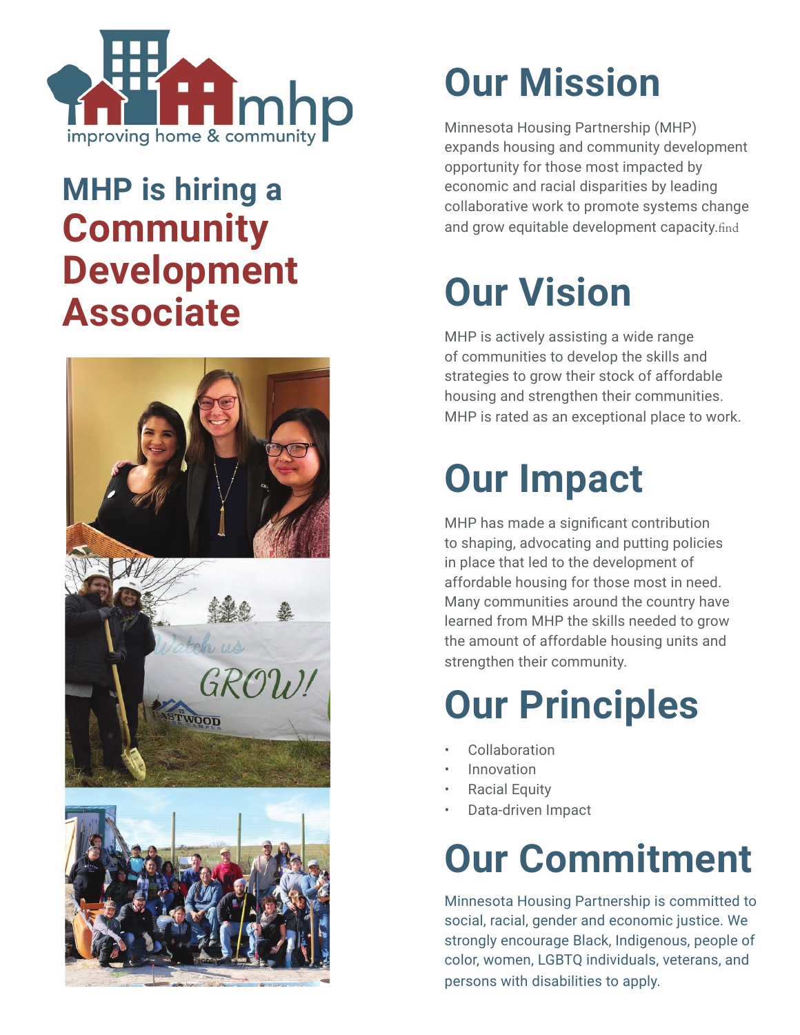mhp
improving home & community

# MHP is hiring a **Community Development Associate**

## Our Mission

Minnesota Housing Partnership (MHP) expands housing and community development opportunity for those most impacted by economic and racial disparities by leading collaborative work to promote systems change and grow equitable development capacity.find

## Our Vision

MHP is actively assisting a wide range of communities to develop the skills and strategies to grow their stock of affordable housing and strengthen their communities. MHP is rated as an exceptional place to work.

## Our Impact

MHP has made a significant contribution to shaping, advocating and putting policies in place that led to the development of affordable housing for those most in need. Many communities around the country have learned from MHP the skills needed to grow the amount of affordable housing units and strengthen their community.

## Our Principles

- Collaboration
- Innovation
- Racial Equity
- Data-driven Impact

## Our Commitment

Minnesota Housing Partnership is committed to social, racial, gender and economic justice. We strongly encourage Black, Indigenous, people of color, women, LGBTQ individuals, veterans, and persons with disabilities to apply.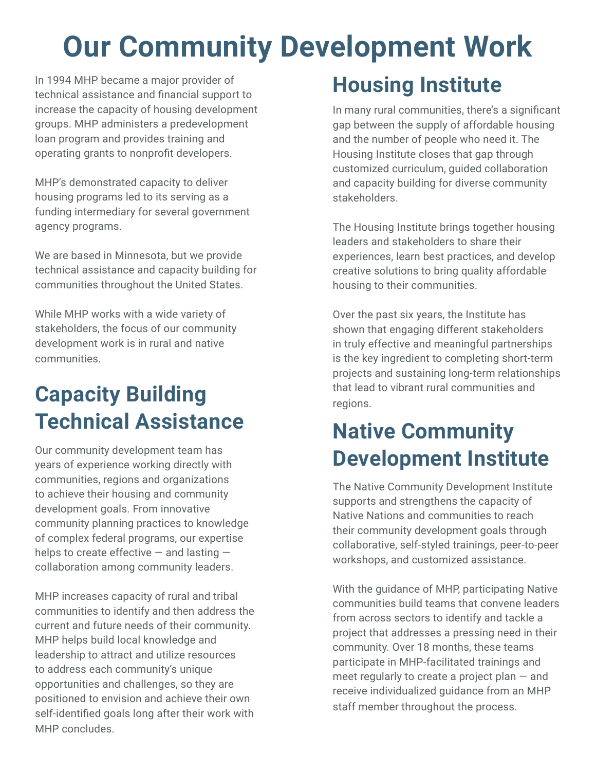# Our Community Development Work

In 1994 MHP became a major provider of technical assistance and financial support to increase the capacity of housing development groups. MHP administers a predevelopment loan program and provides training and operating grants to nonprofit developers.

MHP's demonstrated capacity to deliver housing programs led to its serving as a funding intermediary for several government agency programs.

We are based in Minnesota, but we provide technical assistance and capacity building for communities throughout the United States.

While MHP works with a wide variety of stakeholders, the focus of our community development work is in rural and native communities.

## Capacity Building Technical Assistance

Our community development team has years of experience working directly with communities, regions and organizations to achieve their housing and community development goals. From innovative community planning practices to knowledge of complex federal programs, our expertise helps to create effective — and lasting — collaboration among community leaders.

MHP increases capacity of rural and tribal communities to identify and then address the current and future needs of their community. MHP helps build local knowledge and leadership to attract and utilize resources to address each community's unique opportunities and challenges, so they are positioned to envision and achieve their own self-identified goals long after their work with MHP concludes.

## Housing Institute

In many rural communities, there's a significant gap between the supply of affordable housing and the number of people who need it. The Housing Institute closes that gap through customized curriculum, guided collaboration and capacity building for diverse community stakeholders.

The Housing Institute brings together housing leaders and stakeholders to share their experiences, learn best practices, and develop creative solutions to bring quality affordable housing to their communities.

Over the past six years, the Institute has shown that engaging different stakeholders in truly effective and meaningful partnerships is the key ingredient to completing short-term projects and sustaining long-term relationships that lead to vibrant rural communities and regions.

## Native Community Development Institute

The Native Community Development Institute supports and strengthens the capacity of Native Nations and communities to reach their community development goals through collaborative, self-styled trainings, peer-to-peer workshops, and customized assistance.

With the guidance of MHP, participating Native communities build teams that convene leaders from across sectors to identify and tackle a project that addresses a pressing need in their community. Over 18 months, these teams participate in MHP-facilitated trainings and meet regularly to create a project plan — and receive individualized guidance from an MHP staff member throughout the process.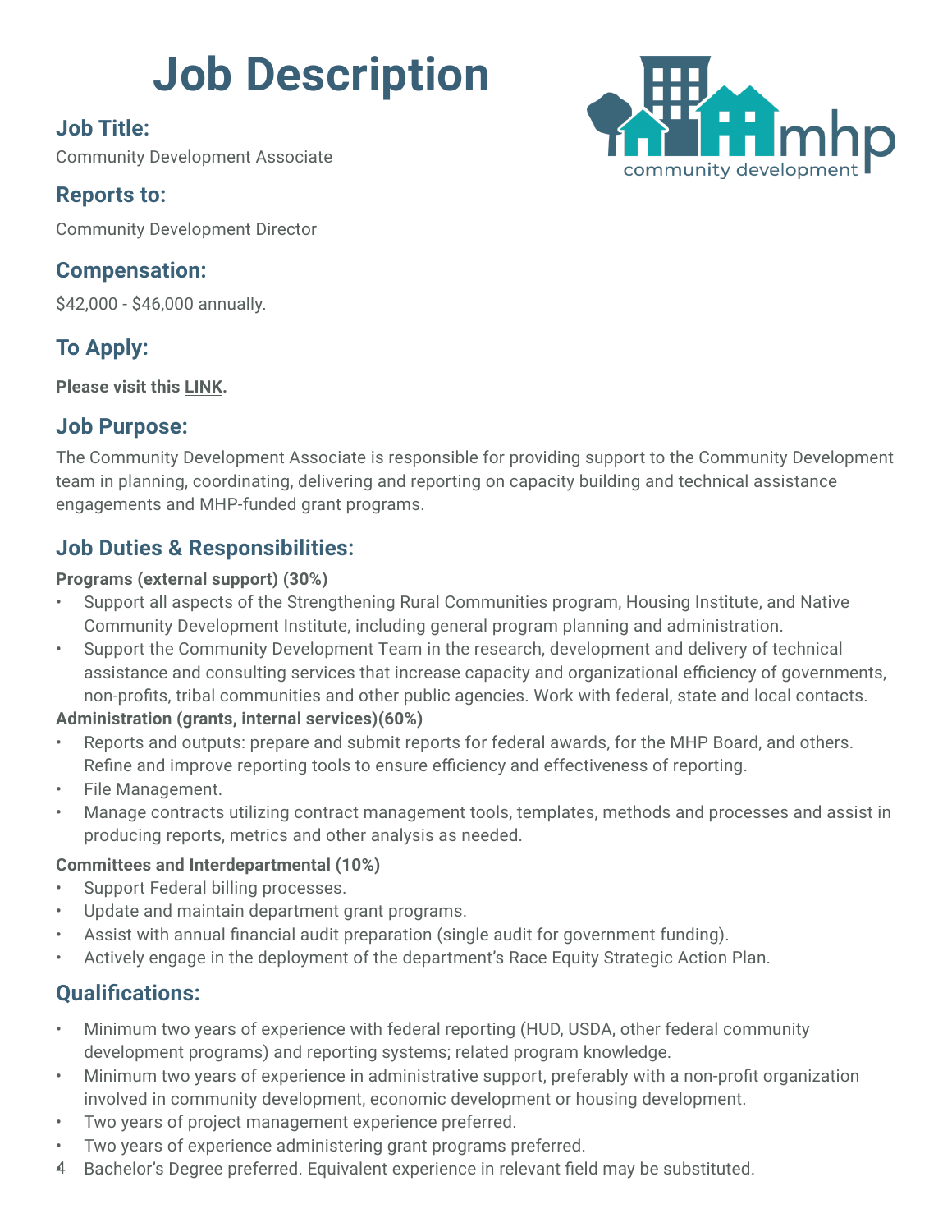# Job Description

## Job Title:

Community Development Associate

## Reports to:

Community Development Director

## Compensation:

$42,000 - $46,000 annually.

## To Apply:

**Please visit this LINK.**

## Job Purpose:

The Community Development Associate is responsible for providing support to the Community Development team in planning, coordinating, delivering and reporting on capacity building and technical assistance engagements and MHP-funded grant programs.

## Job Duties & Responsibilities:

**Programs (external support) (30%)**

- Support all aspects of the Strengthening Rural Communities program, Housing Institute, and Native Community Development Institute, including general program planning and administration.
- Support the Community Development Team in the research, development and delivery of technical assistance and consulting services that increase capacity and organizational efficiency of governments, non-profits, tribal communities and other public agencies. Work with federal, state and local contacts.

**Administration (grants, internal services)(60%)**

- Reports and outputs: prepare and submit reports for federal awards, for the MHP Board, and others. Refine and improve reporting tools to ensure efficiency and effectiveness of reporting.
- File Management.
- Manage contracts utilizing contract management tools, templates, methods and processes and assist in producing reports, metrics and other analysis as needed.

**Committees and Interdepartmental (10%)**

- Support Federal billing processes.
- Update and maintain department grant programs.
- Assist with annual financial audit preparation (single audit for government funding).
- Actively engage in the deployment of the department's Race Equity Strategic Action Plan.

## Qualifications:

- Minimum two years of experience with federal reporting (HUD, USDA, other federal community development programs) and reporting systems; related program knowledge.
- Minimum two years of experience in administrative support, preferably with a non-profit organization involved in community development, economic development or housing development.
- Two years of project management experience preferred.
- Two years of experience administering grant programs preferred.
- Bachelor's Degree preferred. Equivalent experience in relevant field may be substituted.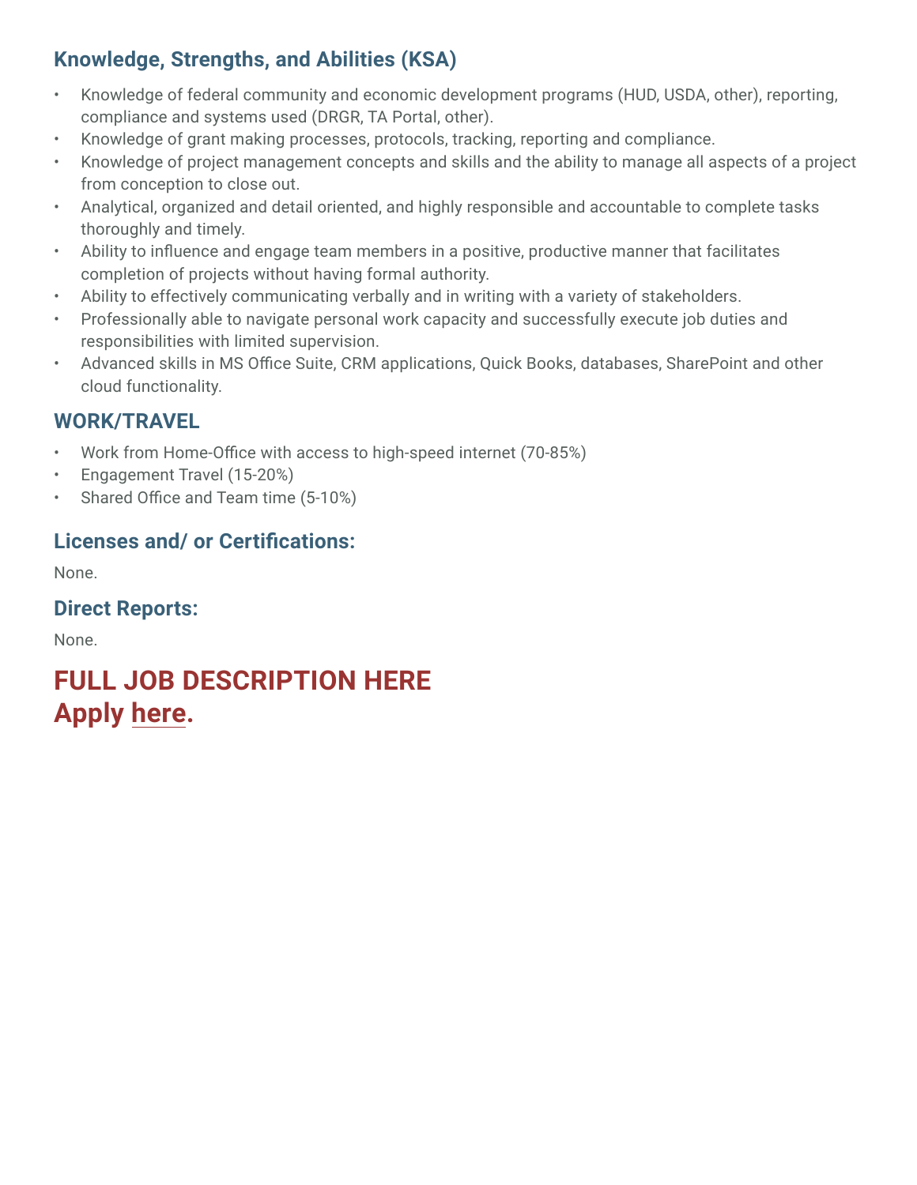## Knowledge, Strengths, and Abilities (KSA)

- Knowledge of federal community and economic development programs (HUD, USDA, other), reporting, compliance and systems used (DRGR, TA Portal, other).
- Knowledge of grant making processes, protocols, tracking, reporting and compliance.
- Knowledge of project management concepts and skills and the ability to manage all aspects of a project from conception to close out.
- Analytical, organized and detail oriented, and highly responsible and accountable to complete tasks thoroughly and timely.
- Ability to influence and engage team members in a positive, productive manner that facilitates completion of projects without having formal authority.
- Ability to effectively communicating verbally and in writing with a variety of stakeholders.
- Professionally able to navigate personal work capacity and successfully execute job duties and responsibilities with limited supervision.
- Advanced skills in MS Office Suite, CRM applications, Quick Books, databases, SharePoint and other cloud functionality.

## WORK/TRAVEL

- Work from Home-Office with access to high-speed internet (70-85%)
- Engagement Travel (15-20%)
- Shared Office and Team time (5-10%)

## Licenses and/ or Certifications:

None.

## Direct Reports:

None.

## FULL JOB DESCRIPTION HERE
## Apply here.